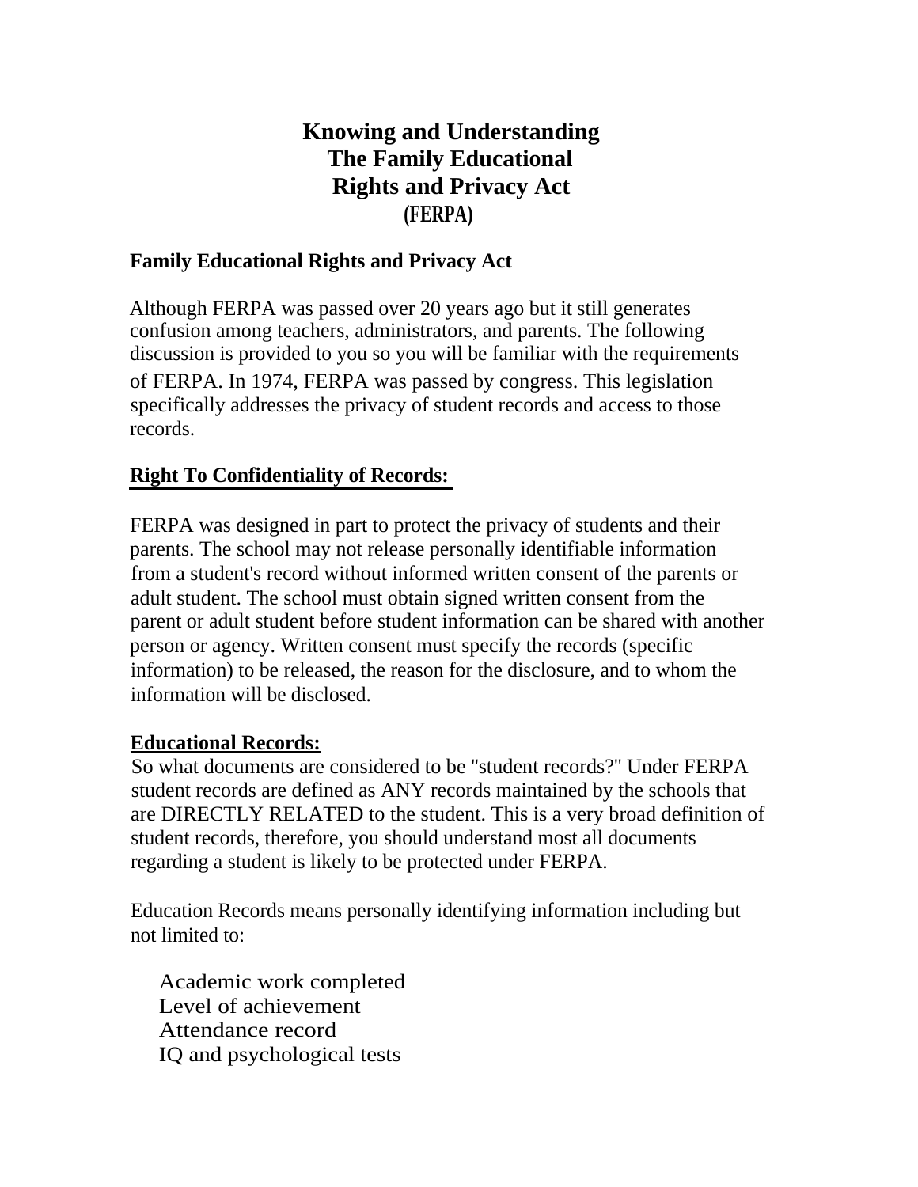# Knowing and Understanding The Family Educational Rights and Privacy Act (FERPA)

## Family Educational Rights and Privacy Act

Although FERPA was passed over 20 years ago but it still generates confusion among teachers, administrators, and parents. The following discussion is provided to you so you will be familiar with the requirements of FERPA. In 1974, FERPA was passed by congress. This legislation specifically addresses the privacy of student records and access to those records.

### Right To Confidentiality of Records:

FERPA was designed in part to protect the privacy of students and their parents. The school may not release personally identifiable information from a student's record without informed written consent of the parents or adult student. The school must obtain signed written consent from the parent or adult student before student information can be shared with another person or agency. Written consent must specify the records (specific information) to be released, the reason for the disclosure, and to whom the information will be disclosed.

### Educational Records:

So what documents are considered to be "student records?" Under FERPA student records are defined as ANY records maintained by the schools that are DIRECTLY RELATED to the student. This is a very broad definition of student records, therefore, you should understand most all documents regarding a student is likely to be protected under FERPA.

Education Records means personally identifying information including but not limited to:

- Academic work completed
- Level of achievement
- Attendance record
- IQ and psychological tests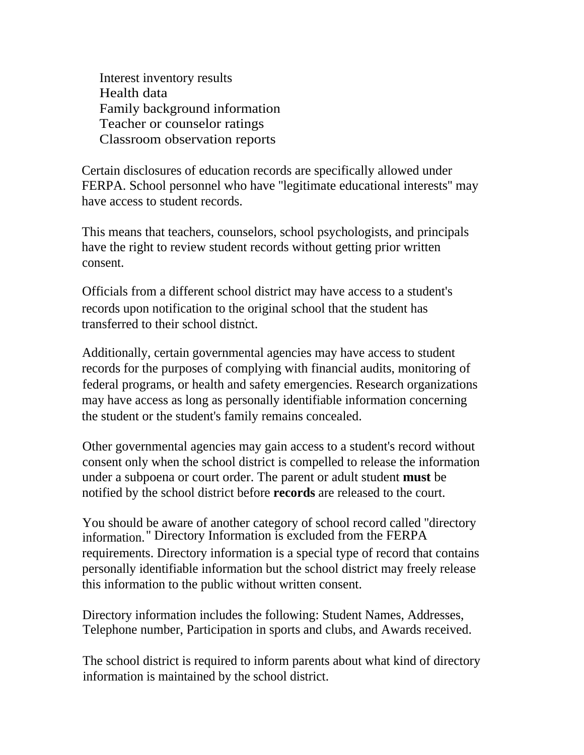- Interest inventory results
- Health data
- Family background information
- Teacher or counselor ratings
- Classroom observation reports

Certain disclosures of education records are specifically allowed under FERPA. School personnel who have "legitimate educational interests" may have access to student records.

This means that teachers, counselors, school psychologists, and principals have the right to review student records without getting prior written consent.

Officials from a different school district may have access to a student's records upon notification to the original school that the student has transferred to their school district.

Additionally, certain governmental agencies may have access to student records for the purposes of complying with financial audits, monitoring of federal programs, or health and safety emergencies. Research organizations may have access as long as personally identifiable information concerning the student or the student's family remains concealed.

Other governmental agencies may gain access to a student's record without consent only when the school district is compelled to release the information under a subpoena or court order. The parent or adult student **must** be notified by the school district before **records** are released to the court.

You should be aware of another category of school record called "directory information." Directory Information is excluded from the FERPA requirements. Directory information is a special type of record that contains personally identifiable information but the school district may freely release this information to the public without written consent.

Directory information includes the following: Student Names, Addresses, Telephone number, Participation in sports and clubs, and Awards received.

The school district is required to inform parents about what kind of directory information is maintained by the school district.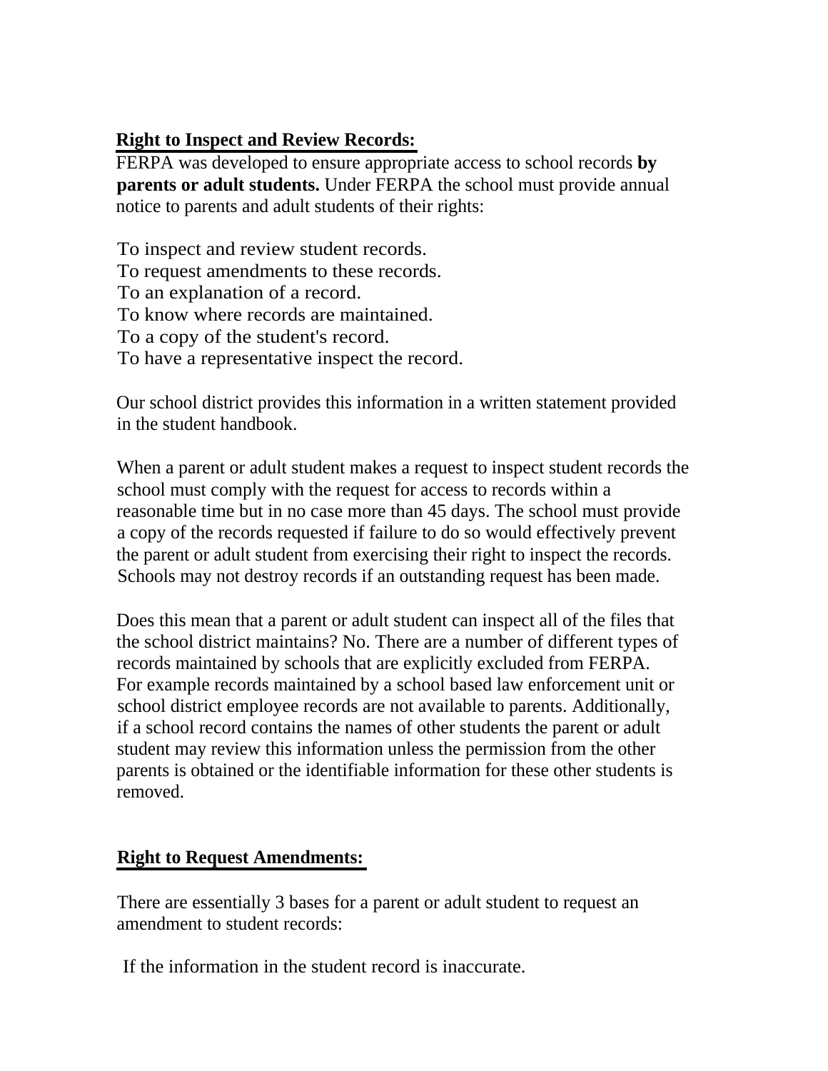**Right to Inspect and Review Records:**

FERPA was developed to ensure appropriate access to school records **by parents or adult students.** Under FERPA the school must provide annual notice to parents and adult students of their rights:

To inspect and review student records.
To request amendments to these records.
To an explanation of a record.
To know where records are maintained.
To a copy of the student's record.
To have a representative inspect the record.

Our school district provides this information in a written statement provided in the student handbook.

When a parent or adult student makes a request to inspect student records the school must comply with the request for access to records within a reasonable time but in no case more than 45 days. The school must provide a copy of the records requested if failure to do so would effectively prevent the parent or adult student from exercising their right to inspect the records. Schools may not destroy records if an outstanding request has been made.

Does this mean that a parent or adult student can inspect all of the files that the school district maintains? No. There are a number of different types of records maintained by schools that are explicitly excluded from FERPA. For example records maintained by a school based law enforcement unit or school district employee records are not available to parents. Additionally, if a school record contains the names of other students the parent or adult student may review this information unless the permission from the other parents is obtained or the identifiable information for these other students is removed.

**Right to Request Amendments:**

There are essentially 3 bases for a parent or adult student to request an amendment to student records:

If the information in the student record is inaccurate.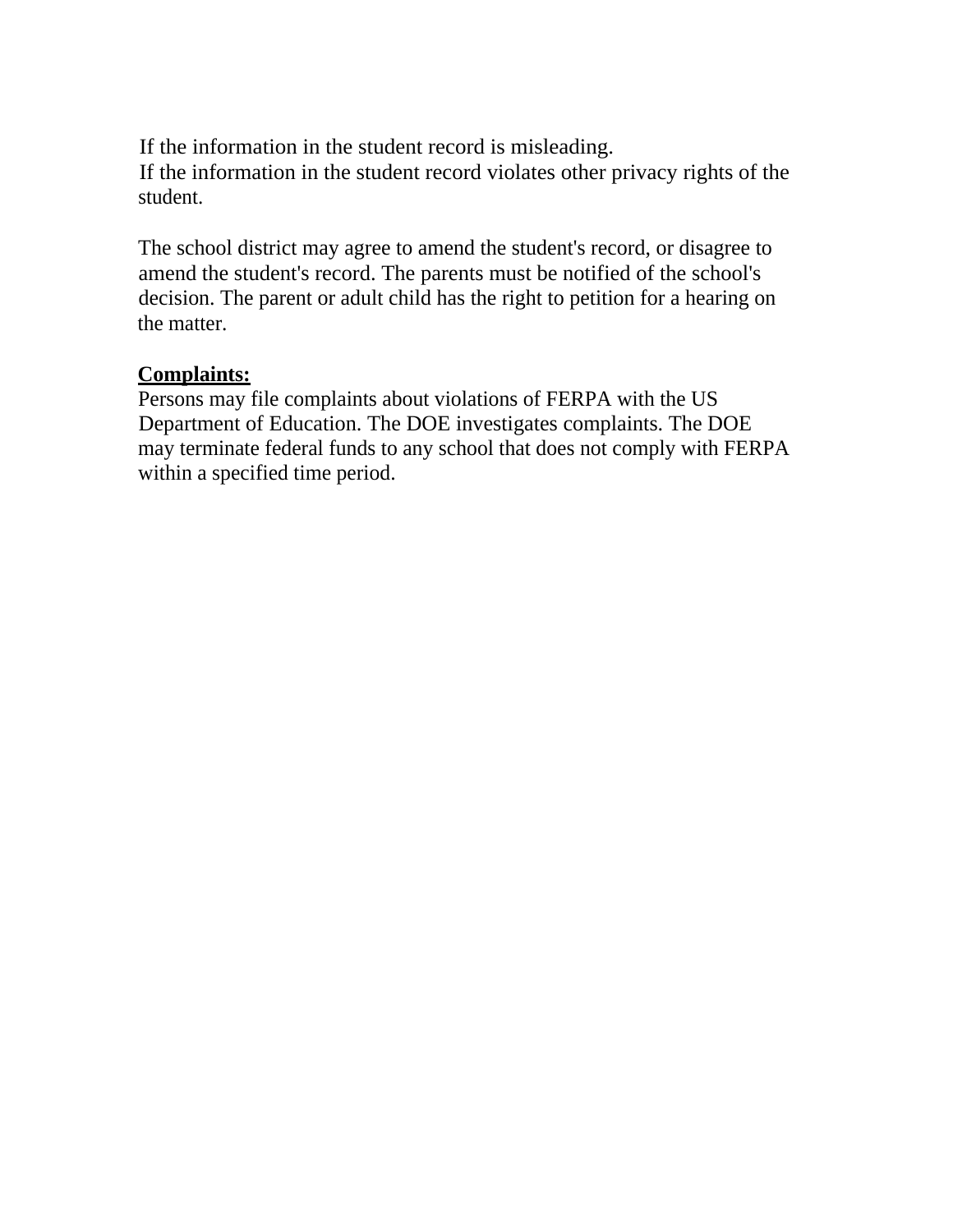If the information in the student record is misleading.
If the information in the student record violates other privacy rights of the student.

The school district may agree to amend the student's record, or disagree to amend the student's record. The parents must be notified of the school's decision. The parent or adult child has the right to petition for a hearing on the matter.

**Complaints:**
Persons may file complaints about violations of FERPA with the US Department of Education. The DOE investigates complaints. The DOE may terminate federal funds to any school that does not comply with FERPA within a specified time period.